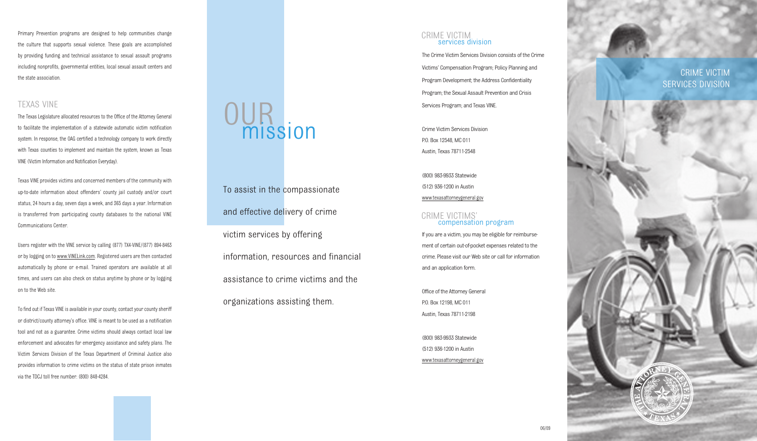Primary Prevention programs are designed to help communities change the culture that supports sexual violence. These goals are accomplished by providing funding and technical assistance to sexual assault programs including nonprofits, governmental entities, local sexual assault centers and the state association.

## TEXAS VINE

The Texas Legislature allocated resources to the Office of the Attorney General to facilitate the implementation of a statewide automatic victim notification system. In response, the OAG certified a technology company to work directly with Texas counties to implement and maintain the system, known as Texas VINE (Victim Information and Notification Everyday).

Texas VINE provides victims and concerned members of the community with up-to-date information about offenders' county jail custody and/or court status, 24 hours a day, seven days a week, and 365 days a year. Information is transferred from participating county databases to the national VINE Communications Center.

Users register with the VINE service by calling (877) TX4-VINE/(877) 894-8463 or by logging on to www.VINELink.com. Registered users are then contacted automatically by phone or e-mail. Trained operators are available at all times, and users can also check on status anytime by phone or by logging on to the Web site.

To find out if Texas VINE is available in your county, contact your county sheriff or district/county attorney's office. VINE is meant to be used as a notification tool and not as a guarantee. Crime victims should always contact local law enforcement and advocates for emergency assistance and safety plans. The Victim Services Division of the Texas Department of Criminal Justice also provides information to crime victims on the status of state prison inmates via the TDCJ toll free number: (800) 848-4284.

# OUR mission

To assist in the compassionate and effective delivery of crime victim services by offering information, resources and financial assistance to crime victims and the organizations assisting them.

## CRIME VICTIM services division

The Crime Victim Services Division consists of the Crime Victims' Compensation Program; Policy Planning and Program Development; the Address Confidentiality Program; the Sexual Assault Prevention and Crisis Services Program; and Texas VINE.

Crime Victim Services Division
P.O. Box 12548, MC 011
Austin, Texas 78711-2548

(800) 983-9933 Statewide
(512) 936-1200 in Austin
www.texasattorneygeneral.gov

## CRIME VICTIMS' compensation program

If you are a victim, you may be eligible for reimbursement of certain out-of-pocket expenses related to the crime. Please visit our Web site or call for information and an application form.

Office of the Attorney General
P.O. Box 12198, MC 011
Austin, Texas 78711-2198

(800) 983-9933 Statewide
(512) 936-1200 in Austin
www.texasattorneygeneral.gov

06/09

# CRIME VICTIM SERVICES DIVISION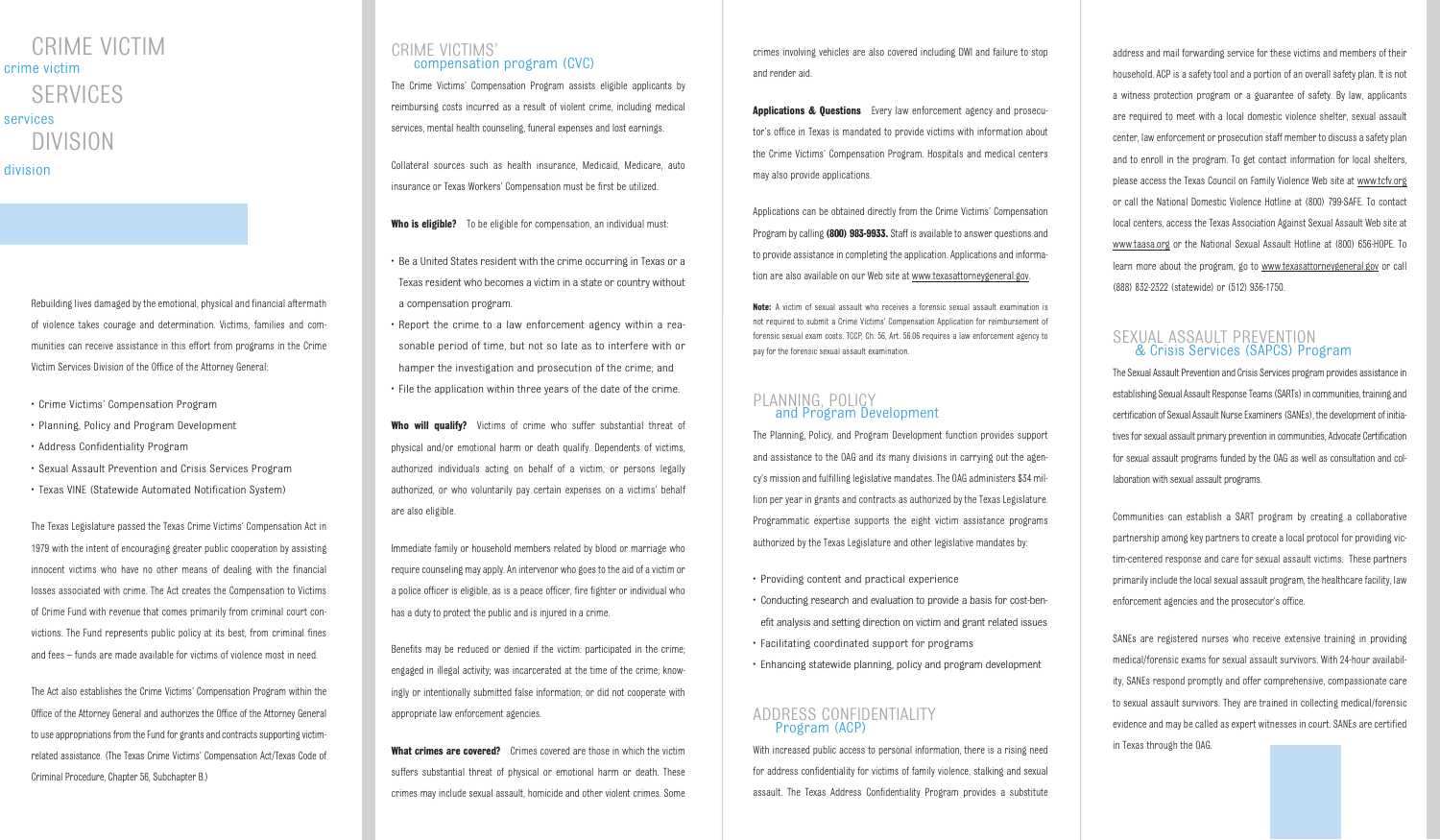# CRIME VICTIM SERVICES DIVISION

Rebuilding lives damaged by the emotional, physical and financial aftermath of violence takes courage and determination. Victims, families and communities can receive assistance in this effort from programs in the Crime Victim Services Division of the Office of the Attorney General:

- Crime Victims' Compensation Program
- Planning, Policy and Program Development
- Address Confidentiality Program
- Sexual Assault Prevention and Crisis Services Program
- Texas VINE (Statewide Automated Notification System)

The Texas Legislature passed the Texas Crime Victims' Compensation Act in 1979 with the intent of encouraging greater public cooperation by assisting innocent victims who have no other means of dealing with the financial losses associated with crime. The Act creates the Compensation to Victims of Crime Fund with revenue that comes primarily from criminal court convictions. The Fund represents public policy at its best, from criminal fines and fees – funds are made available for victims of violence most in need.

The Act also establishes the Crime Victims' Compensation Program within the Office of the Attorney General and authorizes the Office of the Attorney General to use appropriations from the Fund for grants and contracts supporting victim-related assistance. (The Texas Crime Victims' Compensation Act/Texas Code of Criminal Procedure, Chapter 56, Subchapter B.)

## CRIME VICTIMS' compensation program (CVC)

The Crime Victims' Compensation Program assists eligible applicants by reimbursing costs incurred as a result of violent crime, including medical services, mental health counseling, funeral expenses and lost earnings.

Collateral sources such as health insurance, Medicaid, Medicare, auto insurance or Texas Workers' Compensation must be first be utilized.

**Who is eligible?** To be eligible for compensation, an individual must:

- Be a United States resident with the crime occurring in Texas or a Texas resident who becomes a victim in a state or country without a compensation program.
- Report the crime to a law enforcement agency within a reasonable period of time, but not so late as to interfere with or hamper the investigation and prosecution of the crime; and
- File the application within three years of the date of the crime.

**Who will qualify?** Victims of crime who suffer substantial threat of physical and/or emotional harm or death qualify. Dependents of victims, authorized individuals acting on behalf of a victim, or persons legally authorized, or who voluntarily pay certain expenses on a victims' behalf are also eligible.

Immediate family or household members related by blood or marriage who require counseling may apply. An intervenor who goes to the aid of a victim or a police officer is eligible, as is a peace officer, fire fighter or individual who has a duty to protect the public and is injured in a crime.

Benefits may be reduced or denied if the victim: participated in the crime; engaged in illegal activity; was incarcerated at the time of the crime; knowingly or intentionally submitted false information; or did not cooperate with appropriate law enforcement agencies.

**What crimes are covered?** Crimes covered are those in which the victim suffers substantial threat of physical or emotional harm or death. These crimes may include sexual assault, homicide and other violent crimes. Some crimes involving vehicles are also covered including DWI and failure to stop and render aid.

**Applications & Questions** Every law enforcement agency and prosecutor's office in Texas is mandated to provide victims with information about the Crime Victims' Compensation Program. Hospitals and medical centers may also provide applications.

Applications can be obtained directly from the Crime Victims' Compensation Program by calling **(800) 983-9933.** Staff is available to answer questions and to provide assistance in completing the application. Applications and information are also available on our Web site at www.texasattorneygeneral.gov.

**Note:** A victim of sexual assault who receives a forensic sexual assault examination is not required to submit a Crime Victims' Compensation Application for reimbursement of forensic sexual exam costs. TCCP, Ch. 56, Art. 56.06 requires a law enforcement agency to pay for the forensic sexual assault examination.

## PLANNING, POLICY and Program Development

The Planning, Policy, and Program Development function provides support and assistance to the OAG and its many divisions in carrying out the agency's mission and fulfilling legislative mandates. The OAG administers $34 million per year in grants and contracts as authorized by the Texas Legislature. Programmatic expertise supports the eight victim assistance programs authorized by the Texas Legislature and other legislative mandates by:

- Providing content and practical experience
- Conducting research and evaluation to provide a basis for cost-benefit analysis and setting direction on victim and grant related issues
- Facilitating coordinated support for programs
- Enhancing statewide planning, policy and program development

## ADDRESS CONFIDENTIALITY Program (ACP)

With increased public access to personal information, there is a rising need for address confidentiality for victims of family violence, stalking and sexual assault. The Texas Address Confidentiality Program provides a substitute address and mail forwarding service for these victims and members of their household. ACP is a safety tool and a portion of an overall safety plan. It is not a witness protection program or a guarantee of safety. By law, applicants are required to meet with a local domestic violence shelter, sexual assault center, law enforcement or prosecution staff member to discuss a safety plan and to enroll in the program. To get contact information for local shelters, please access the Texas Council on Family Violence Web site at www.tcfv.org or call the National Domestic Violence Hotline at (800) 799-SAFE. To contact local centers, access the Texas Association Against Sexual Assault Web site at www.taasa.org or the National Sexual Assault Hotline at (800) 656-HOPE. To learn more about the program, go to www.texasattorneygeneral.gov or call (888) 832-2322 (statewide) or (512) 936-1750.

## SEXUAL ASSAULT PREVENTION & Crisis Services (SAPCS) Program

The Sexual Assault Prevention and Crisis Services program provides assistance in establishing Sexual Assault Response Teams (SARTs) in communities, training and certification of Sexual Assault Nurse Examiners (SANEs), the development of initiatives for sexual assault primary prevention in communities, Advocate Certification for sexual assault programs funded by the OAG as well as consultation and collaboration with sexual assault programs.

Communities can establish a SART program by creating a collaborative partnership among key partners to create a local protocol for providing victim-centered response and care for sexual assault victims. These partners primarily include the local sexual assault program, the healthcare facility, law enforcement agencies and the prosecutor's office.

SANEs are registered nurses who receive extensive training in providing medical/forensic exams for sexual assault survivors. With 24-hour availability, SANEs respond promptly and offer comprehensive, compassionate care to sexual assault survivors. They are trained in collecting medical/forensic evidence and may be called as expert witnesses in court. SANEs are certified in Texas through the OAG.